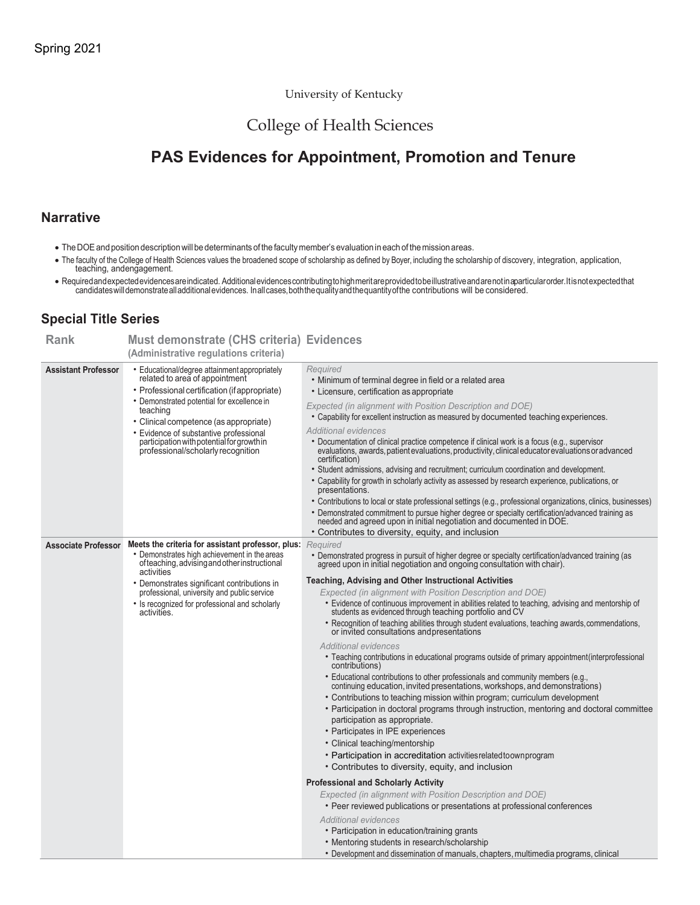Spring 2021

University of Kentucky

College of Health Sciences

# PAS Evidences for Appointment, Promotion and Tenure

## Narrative

- The DOE and position description will be determinants of the faculty member's evaluation in each of the mission areas.
- The faculty of the College of Health Sciences values the broadened scope of scholarship as defined by Boyer, including the scholarship of discovery, integration, application, teaching, and engagement.
- Required and expected evidences are indicated. Additional evidences contributing to high merit are provided to be illustrative and are not in a particular order. It is not expected that candidates will demonstrate all additional evidences. In all cases, both the quality and the quantity of the contributions will be considered.

## Special Title Series

| Rank | Must demonstrate (CHS criteria) (Administrative regulations criteria) | Evidences |
|---|---|---|
| **Assistant Professor** | • Educational/degree attainment appropriately related to area of appointment<br>• Professional certification (if appropriate)<br>• Demonstrated potential for excellence in teaching<br>• Clinical competence (as appropriate)<br>• Evidence of substantive professional participation with potential for growth in professional/scholarly recognition | *Required*<br>• Minimum of terminal degree in field or a related area<br>• Licensure, certification as appropriate<br>*Expected (in alignment with Position Description and DOE)*<br>• Capability for excellent instruction as measured by documented teaching experiences.<br>*Additional evidences*<br>• Documentation of clinical practice competence if clinical work is a focus (e.g., supervisor evaluations, awards, patient evaluations, productivity, clinical educator evaluations or advanced certification)<br>• Student admissions, advising and recruitment; curriculum coordination and development.<br>• Capability for growth in scholarly activity as assessed by research experience, publications, or presentations.<br>• Contributions to local or state professional settings (e.g., professional organizations, clinics, businesses)<br>• Demonstrated commitment to pursue higher degree or specialty certification/advanced training as needed and agreed upon in initial negotiation and documented in DOE.<br>• Contributes to diversity, equity, and inclusion |
| **Associate Professor** | **Meets the criteria for assistant professor, plus:**<br>• Demonstrates high achievement in the areas of teaching, advising and other instructional activities<br>• Demonstrates significant contributions in professional, university and public service<br>• Is recognized for professional and scholarly activities. | *Required*<br>• Demonstrated progress in pursuit of higher degree or specialty certification/advanced training (as agreed upon in initial negotiation and ongoing consultation with chair).<br>**Teaching, Advising and Other Instructional Activities**<br>*Expected (in alignment with Position Description and DOE)*<br>• Evidence of continuous improvement in abilities related to teaching, advising and mentorship of students as evidenced through teaching portfolio and CV<br>• Recognition of teaching abilities through student evaluations, teaching awards, commendations, or invited consultations and presentations<br>*Additional evidences*<br>• Teaching contributions in educational programs outside of primary appointment (interprofessional contributions)<br>• Educational contributions to other professionals and community members (e.g., continuing education, invited presentations, workshops, and demonstrations)<br>• Contributions to teaching mission within program; curriculum development<br>• Participation in doctoral programs through instruction, mentoring and doctoral committee participation as appropriate.<br>• Participates in IPE experiences<br>• Clinical teaching/mentorship<br>• Participation in accreditation activities related to own program<br>• Contributes to diversity, equity, and inclusion<br>**Professional and Scholarly Activity**<br>*Expected (in alignment with Position Description and DOE)*<br>• Peer reviewed publications or presentations at professional conferences<br>*Additional evidences*<br>• Participation in education/training grants<br>• Mentoring students in research/scholarship<br>• Development and dissemination of manuals, chapters, multimedia programs, clinical |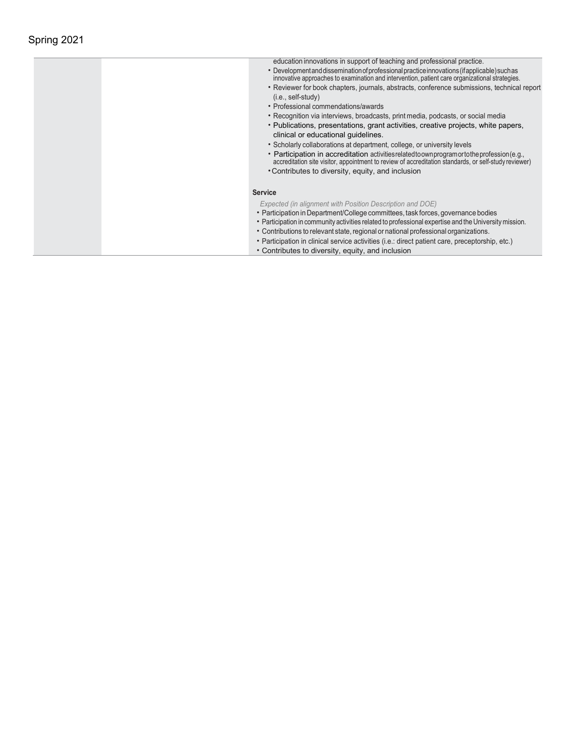Spring 2021

| | | |
|---|---|---|
| | | education innovations in support of teaching and professional practice.<br>• Development and dissemination of professional practice innovations (if applicable) such as innovative approaches to examination and intervention, patient care organizational strategies.<br>• Reviewer for book chapters, journals, abstracts, conference submissions, technical report (i.e., self-study)<br>• Professional commendations/awards<br>• Recognition via interviews, broadcasts, print media, podcasts, or social media<br>• Publications, presentations, grant activities, creative projects, white papers, clinical or educational guidelines.<br>• Scholarly collaborations at department, college, or university levels<br>• Participation in accreditation activities related to own program or to the profession (e.g., accreditation site visitor, appointment to review of accreditation standards, or self-study reviewer)<br>• Contributes to diversity, equity, and inclusion<br><br>**Service**<br>*Expected (in alignment with Position Description and DOE)*<br>• Participation in Department/College committees, task forces, governance bodies<br>• Participation in community activities related to professional expertise and the University mission.<br>• Contributions to relevant state, regional or national professional organizations.<br>• Participation in clinical service activities (i.e.: direct patient care, preceptorship, etc.)<br>• Contributes to diversity, equity, and inclusion |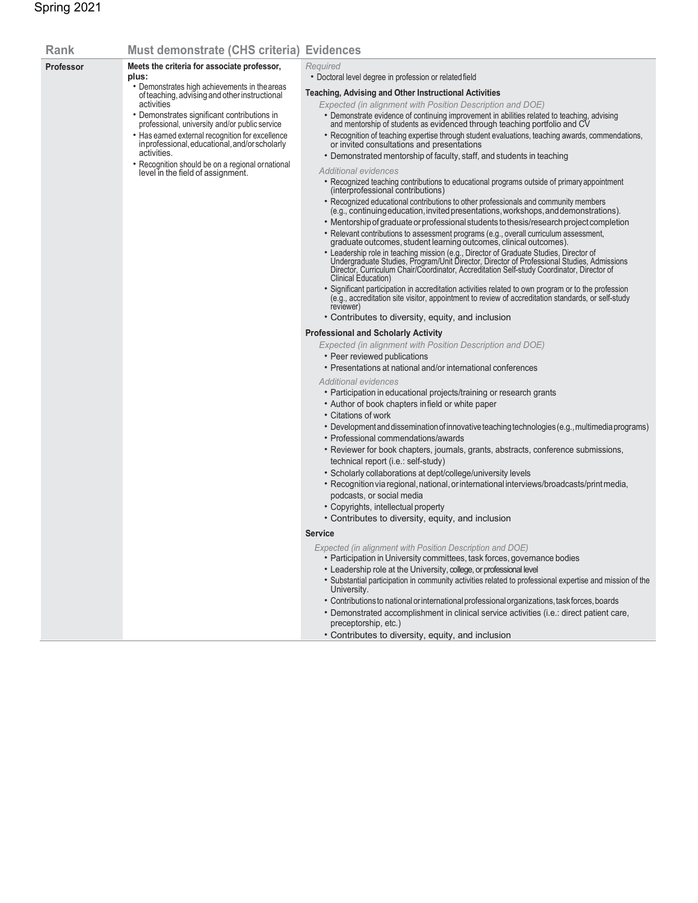Spring 2021

| Rank | Must demonstrate (CHS criteria) | Evidences |
|---|---|---|
| **Professor** | **Meets the criteria for associate professor, plus:**<br>• Demonstrates high achievements in the areas of teaching, advising and other instructional activities<br>• Demonstrates significant contributions in professional, university and/or public service<br>• Has earned external recognition for excellence in professional, educational, and/or scholarly activities.<br>• Recognition should be on a regional or national level in the field of assignment. | *Required*<br>• Doctoral level degree in profession or related field<br><br>**Teaching, Advising and Other Instructional Activities**<br>*Expected (in alignment with Position Description and DOE)*<br>• Demonstrate evidence of continuing improvement in abilities related to teaching, advising and mentorship of students as evidenced through teaching portfolio and CV<br>• Recognition of teaching expertise through student evaluations, teaching awards, commendations, or invited consultations and presentations<br>• Demonstrated mentorship of faculty, staff, and students in teaching<br>*Additional evidences*<br>• Recognized teaching contributions to educational programs outside of primary appointment (interprofessional contributions)<br>• Recognized educational contributions to other professionals and community members (e.g., continuing education, invited presentations, workshops, and demonstrations).<br>• Mentorship of graduate or professional students to thesis/research project completion<br>• Relevant contributions to assessment programs (e.g., overall curriculum assessment, graduate outcomes, student learning outcomes, clinical outcomes).<br>• Leadership role in teaching mission (e.g., Director of Graduate Studies, Director of Undergraduate Studies, Program/Unit Director, Director of Professional Studies, Admissions Director, Curriculum Chair/Coordinator, Accreditation Self-study Coordinator, Director of Clinical Education)<br>• Significant participation in accreditation activities related to own program or to the profession (e.g., accreditation site visitor, appointment to review of accreditation standards, or self-study reviewer)<br>• Contributes to diversity, equity, and inclusion<br><br>**Professional and Scholarly Activity**<br>*Expected (in alignment with Position Description and DOE)*<br>• Peer reviewed publications<br>• Presentations at national and/or international conferences<br>*Additional evidences*<br>• Participation in educational projects/training or research grants<br>• Author of book chapters in field or white paper<br>• Citations of work<br>• Development and dissemination of innovative teaching technologies (e.g., multimedia programs)<br>• Professional commendations/awards<br>• Reviewer for book chapters, journals, grants, abstracts, conference submissions, technical report (i.e.: self-study)<br>• Scholarly collaborations at dept/college/university levels<br>• Recognition via regional, national, or international interviews/broadcasts/print media, podcasts, or social media<br>• Copyrights, intellectual property<br>• Contributes to diversity, equity, and inclusion<br><br>**Service**<br>*Expected (in alignment with Position Description and DOE)*<br>• Participation in University committees, task forces, governance bodies<br>• Leadership role at the University, college, or professional level<br>• Substantial participation in community activities related to professional expertise and mission of the University.<br>• Contributions to national or international professional organizations, task forces, boards<br>• Demonstrated accomplishment in clinical service activities (i.e.: direct patient care, preceptorship, etc.)<br>• Contributes to diversity, equity, and inclusion |